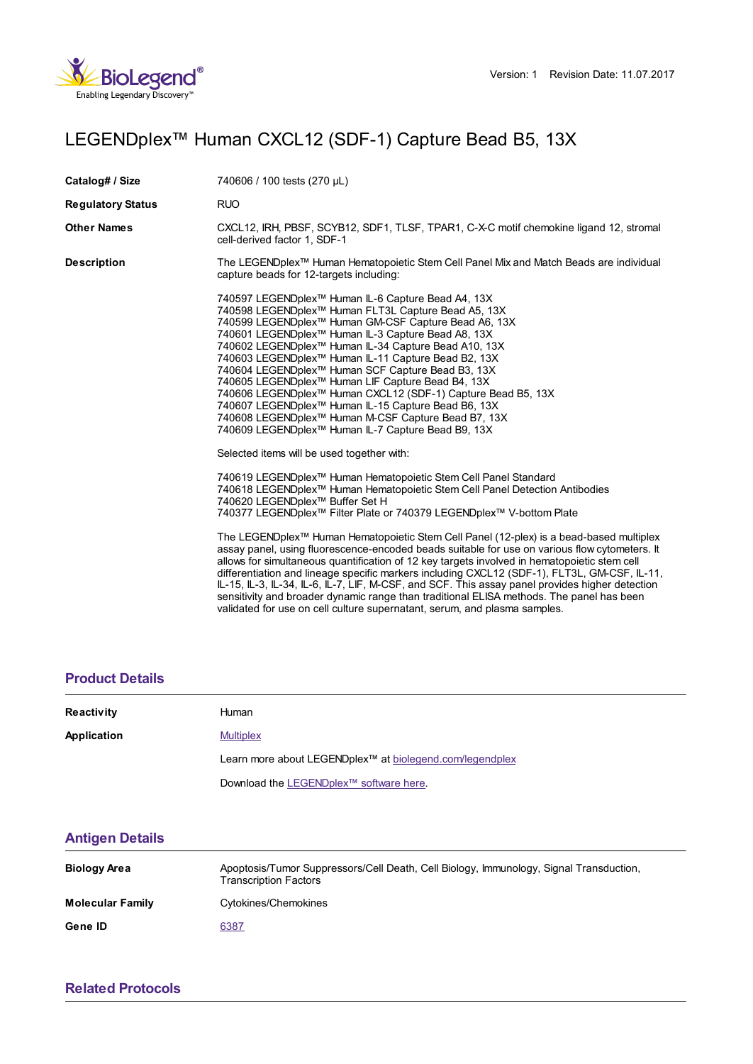Version: 1 Revision Date: 11.07.2017

# LEGENDplex™ Human CXCL12 (SDF-1) Capture Bead B5, 13X

| | |
|---|---|
| **Catalog# / Size** | 740606 / 100 tests (270 µL) |
| **Regulatory Status** | RUO |
| **Other Names** | CXCL12, IRH, PBSF, SCYB12, SDF1, TLSF, TPAR1, C-X-C motif chemokine ligand 12, stromal cell-derived factor 1, SDF-1 |

**Description**

The LEGENDplex™ Human Hematopoietic Stem Cell Panel Mix and Match Beads are individual capture beads for 12-targets including:

740597 LEGENDplex™ Human IL-6 Capture Bead A4, 13X
740598 LEGENDplex™ Human FLT3L Capture Bead A5, 13X
740599 LEGENDplex™ Human GM-CSF Capture Bead A6, 13X
740601 LEGENDplex™ Human IL-3 Capture Bead A8, 13X
740602 LEGENDplex™ Human IL-34 Capture Bead A10, 13X
740603 LEGENDplex™ Human IL-11 Capture Bead B2, 13X
740604 LEGENDplex™ Human SCF Capture Bead B3, 13X
740605 LEGENDplex™ Human LIF Capture Bead B4, 13X
740606 LEGENDplex™ Human CXCL12 (SDF-1) Capture Bead B5, 13X
740607 LEGENDplex™ Human IL-15 Capture Bead B6, 13X
740608 LEGENDplex™ Human M-CSF Capture Bead B7, 13X
740609 LEGENDplex™ Human IL-7 Capture Bead B9, 13X

Selected items will be used together with:

740619 LEGENDplex™ Human Hematopoietic Stem Cell Panel Standard
740618 LEGENDplex™ Human Hematopoietic Stem Cell Panel Detection Antibodies
740620 LEGENDplex™ Buffer Set H
740377 LEGENDplex™ Filter Plate or 740379 LEGENDplex™ V-bottom Plate

The LEGENDplex™ Human Hematopoietic Stem Cell Panel (12-plex) is a bead-based multiplex assay panel, using fluorescence-encoded beads suitable for use on various flow cytometers. It allows for simultaneous quantification of 12 key targets involved in hematopoietic stem cell differentiation and lineage specific markers including CXCL12 (SDF-1), FLT3L, GM-CSF, IL-11, IL-15, IL-3, IL-34, IL-6, IL-7, LIF, M-CSF, and SCF. This assay panel provides higher detection sensitivity and broader dynamic range than traditional ELISA methods. The panel has been validated for use on cell culture supernatant, serum, and plasma samples.

## Product Details

| | |
|---|---|
| **Reactivity** | Human |
| **Application** | Multiplex |

Learn more about LEGENDplex™ at biolegend.com/legendplex

Download the LEGENDplex™ software here.

## Antigen Details

| | |
|---|---|
| **Biology Area** | Apoptosis/Tumor Suppressors/Cell Death, Cell Biology, Immunology, Signal Transduction, Transcription Factors |
| **Molecular Family** | Cytokines/Chemokines |
| **Gene ID** | 6387 |

## Related Protocols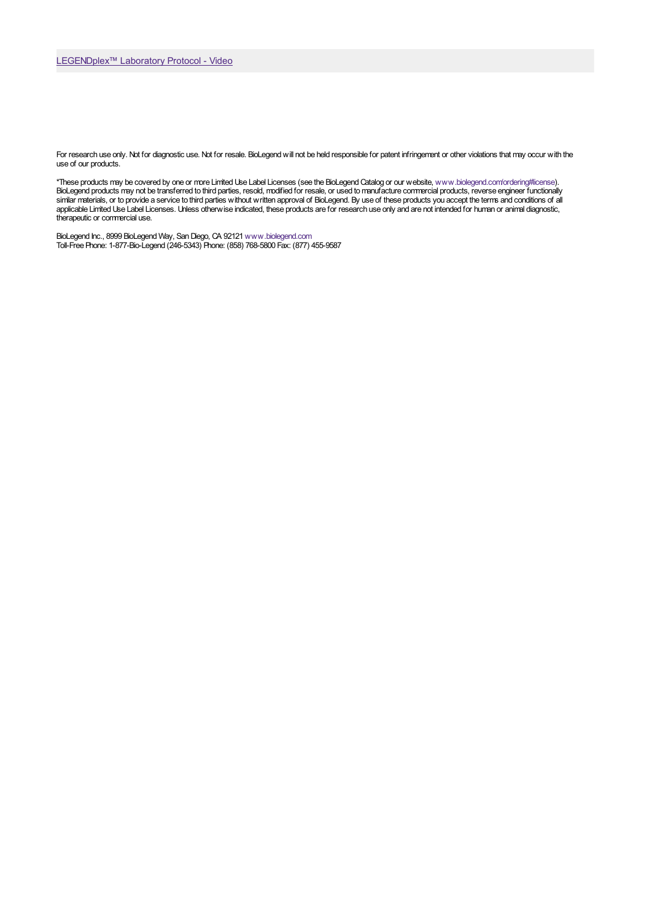[LEGENDplex™ Laboratory Protocol - Video]

For research use only. Not for diagnostic use. Not for resale. BioLegend will not be held responsible for patent infringement or other violations that may occur with the use of our products.

*These products may be covered by one or more Limited Use Label Licenses (see the BioLegend Catalog or our website, www.biolegend.com/ordering#license). BioLegend products may not be transferred to third parties, resold, modified for resale, or used to manufacture commercial products, reverse engineer functionally similar materials, or to provide a service to third parties without written approval of BioLegend. By use of these products you accept the terms and conditions of all applicable Limited Use Label Licenses. Unless otherwise indicated, these products are for research use only and are not intended for human or animal diagnostic, therapeutic or commercial use.

BioLegend Inc., 8999 BioLegend Way, San Diego, CA 92121 www.biolegend.com
Toll-Free Phone: 1-877-Bio-Legend (246-5343) Phone: (858) 768-5800 Fax: (877) 455-9587